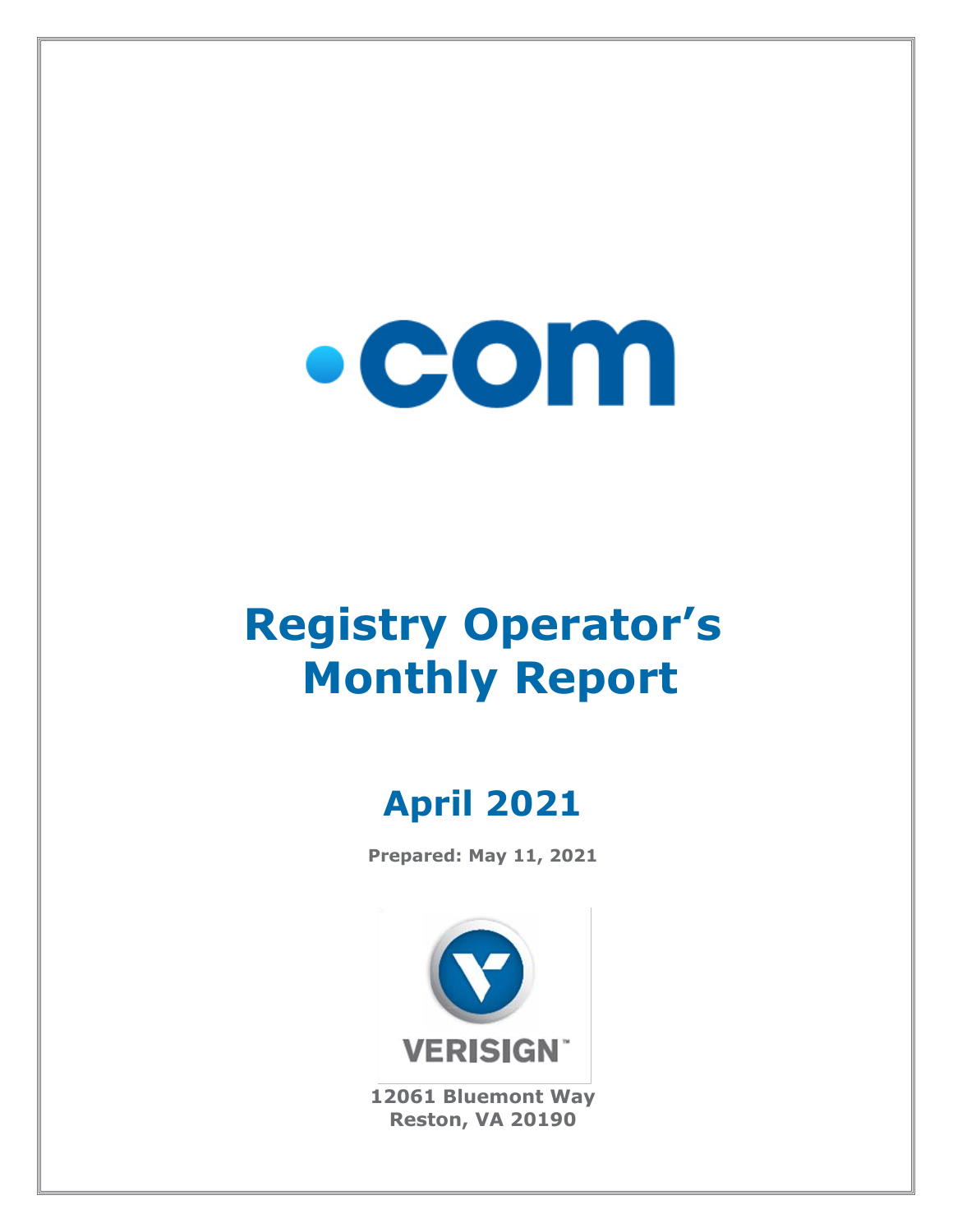.com

# Registry Operator's Monthly Report

## April 2021

**Prepared: May 11, 2021**

VERISIGN

**12061 Bluemont Way**
**Reston, VA 20190**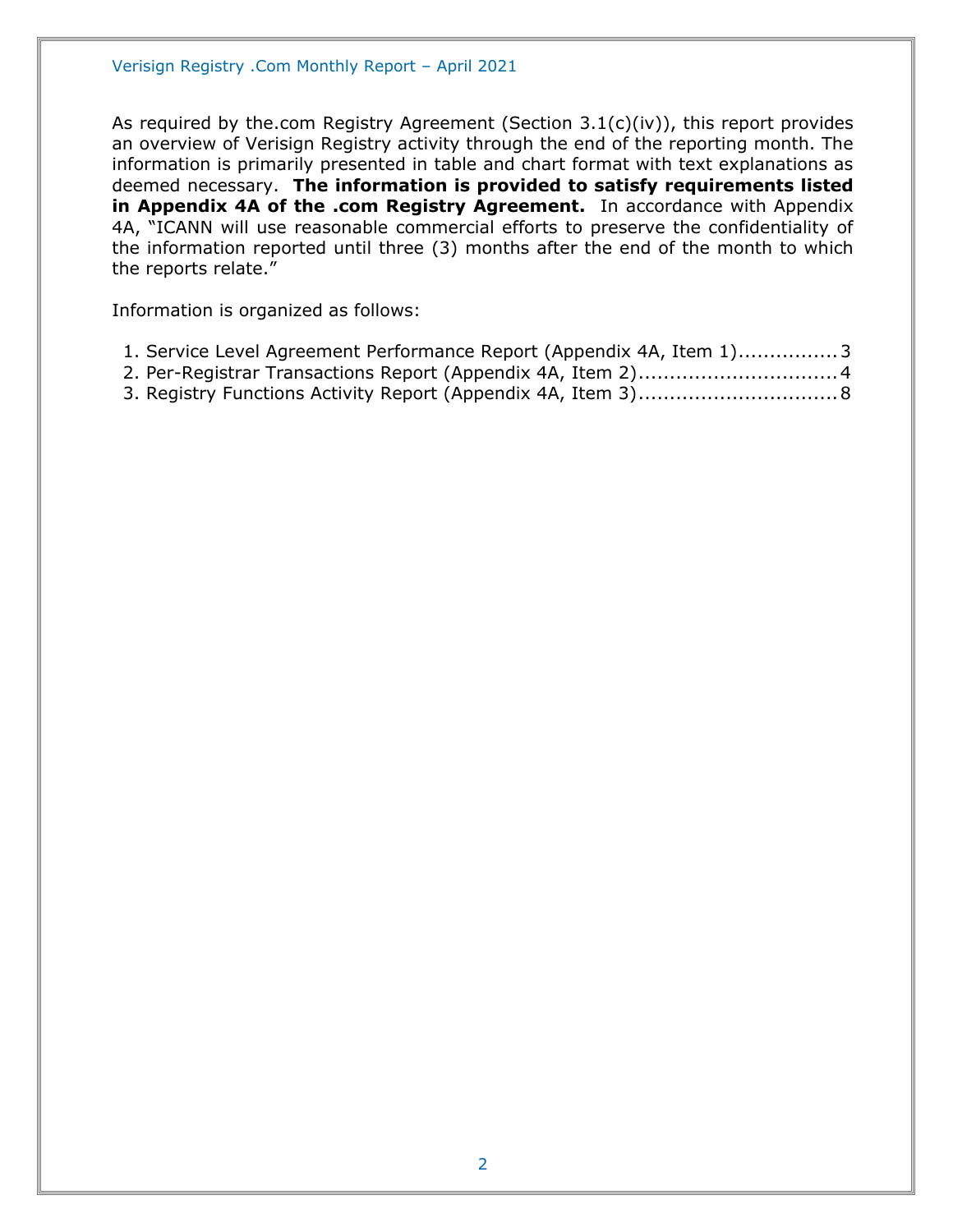As required by the.com Registry Agreement (Section 3.1(c)(iv)), this report provides an overview of Verisign Registry activity through the end of the reporting month. The information is primarily presented in table and chart format with text explanations as deemed necessary. **The information is provided to satisfy requirements listed in Appendix 4A of the .com Registry Agreement.** In accordance with Appendix 4A, "ICANN will use reasonable commercial efforts to preserve the confidentiality of the information reported until three (3) months after the end of the month to which the reports relate."

Information is organized as follows:

1. Service Level Agreement Performance Report (Appendix 4A, Item 1)................3
2. Per-Registrar Transactions Report (Appendix 4A, Item 2)................................4
3. Registry Functions Activity Report (Appendix 4A, Item 3)................................8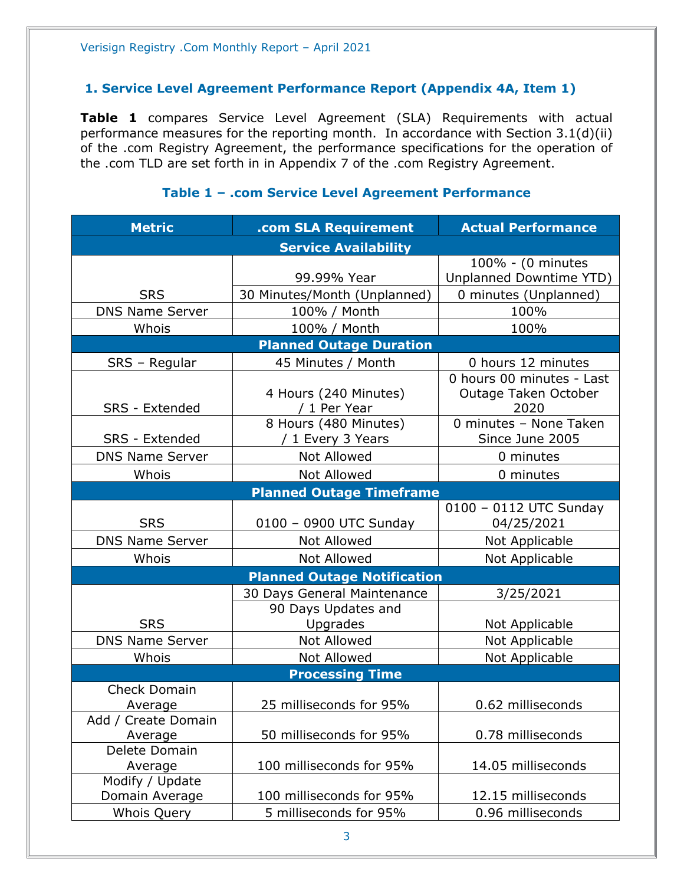## 1. Service Level Agreement Performance Report (Appendix 4A, Item 1)

**Table 1** compares Service Level Agreement (SLA) Requirements with actual performance measures for the reporting month. In accordance with Section 3.1(d)(ii) of the .com Registry Agreement, the performance specifications for the operation of the .com TLD are set forth in in Appendix 7 of the .com Registry Agreement.

### Table 1 – .com Service Level Agreement Performance

| Metric | .com SLA Requirement | Actual Performance |
| --- | --- | --- |
| **Service Availability** | | |
| SRS | 99.99% Year | 100% - (0 minutes Unplanned Downtime YTD) |
| | 30 Minutes/Month (Unplanned) | 0 minutes (Unplanned) |
| DNS Name Server | 100% / Month | 100% |
| Whois | 100% / Month | 100% |
| **Planned Outage Duration** | | |
| SRS – Regular | 45 Minutes / Month | 0 hours 12 minutes |
| SRS - Extended | 4 Hours (240 Minutes) / 1 Per Year | 0 hours 00 minutes - Last Outage Taken October 2020 |
| SRS - Extended | 8 Hours (480 Minutes) / 1 Every 3 Years | 0 minutes – None Taken Since June 2005 |
| DNS Name Server | Not Allowed | 0 minutes |
| Whois | Not Allowed | 0 minutes |
| **Planned Outage Timeframe** | | |
| SRS | 0100 – 0900 UTC Sunday | 0100 – 0112 UTC Sunday 04/25/2021 |
| DNS Name Server | Not Allowed | Not Applicable |
| Whois | Not Allowed | Not Applicable |
| **Planned Outage Notification** | | |
| SRS | 30 Days General Maintenance | 3/25/2021 |
| | 90 Days Updates and Upgrades | Not Applicable |
| DNS Name Server | Not Allowed | Not Applicable |
| Whois | Not Allowed | Not Applicable |
| **Processing Time** | | |
| Check Domain Average | 25 milliseconds for 95% | 0.62 milliseconds |
| Add / Create Domain Average | 50 milliseconds for 95% | 0.78 milliseconds |
| Delete Domain Average | 100 milliseconds for 95% | 14.05 milliseconds |
| Modify / Update Domain Average | 100 milliseconds for 95% | 12.15 milliseconds |
| Whois Query | 5 milliseconds for 95% | 0.96 milliseconds |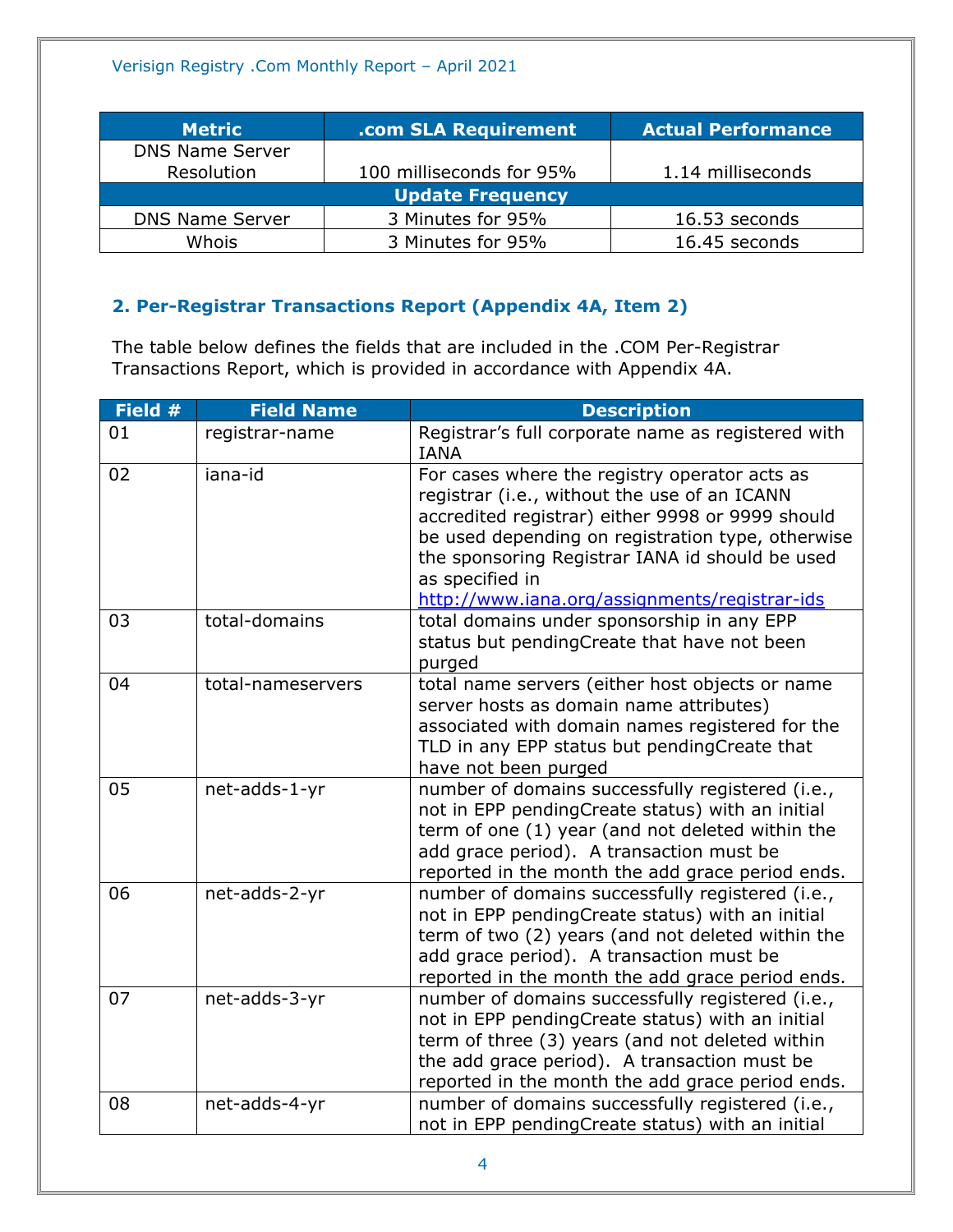| Metric | .com SLA Requirement | Actual Performance |
|---|---|---|
| DNS Name Server Resolution | 100 milliseconds for 95% | 1.14 milliseconds |
| **Update Frequency** | | |
| DNS Name Server | 3 Minutes for 95% | 16.53 seconds |
| Whois | 3 Minutes for 95% | 16.45 seconds |

## 2. Per-Registrar Transactions Report (Appendix 4A, Item 2)

The table below defines the fields that are included in the .COM Per-Registrar Transactions Report, which is provided in accordance with Appendix 4A.

| Field # | Field Name | Description |
|---|---|---|
| 01 | registrar-name | Registrar's full corporate name as registered with IANA |
| 02 | iana-id | For cases where the registry operator acts as registrar (i.e., without the use of an ICANN accredited registrar) either 9998 or 9999 should be used depending on registration type, otherwise the sponsoring Registrar IANA id should be used as specified in http://www.iana.org/assignments/registrar-ids |
| 03 | total-domains | total domains under sponsorship in any EPP status but pendingCreate that have not been purged |
| 04 | total-nameservers | total name servers (either host objects or name server hosts as domain name attributes) associated with domain names registered for the TLD in any EPP status but pendingCreate that have not been purged |
| 05 | net-adds-1-yr | number of domains successfully registered (i.e., not in EPP pendingCreate status) with an initial term of one (1) year (and not deleted within the add grace period). A transaction must be reported in the month the add grace period ends. |
| 06 | net-adds-2-yr | number of domains successfully registered (i.e., not in EPP pendingCreate status) with an initial term of two (2) years (and not deleted within the add grace period). A transaction must be reported in the month the add grace period ends. |
| 07 | net-adds-3-yr | number of domains successfully registered (i.e., not in EPP pendingCreate status) with an initial term of three (3) years (and not deleted within the add grace period). A transaction must be reported in the month the add grace period ends. |
| 08 | net-adds-4-yr | number of domains successfully registered (i.e., not in EPP pendingCreate status) with an initial |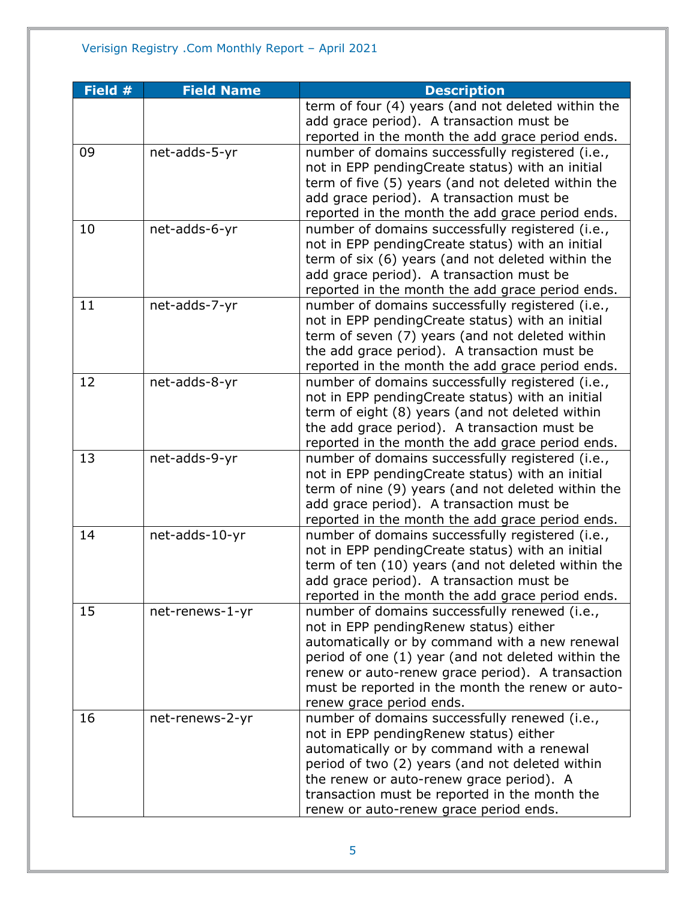| Field # | Field Name | Description |
|---|---|---|
| | | term of four (4) years (and not deleted within the add grace period). A transaction must be reported in the month the add grace period ends. |
| 09 | net-adds-5-yr | number of domains successfully registered (i.e., not in EPP pendingCreate status) with an initial term of five (5) years (and not deleted within the add grace period). A transaction must be reported in the month the add grace period ends. |
| 10 | net-adds-6-yr | number of domains successfully registered (i.e., not in EPP pendingCreate status) with an initial term of six (6) years (and not deleted within the add grace period). A transaction must be reported in the month the add grace period ends. |
| 11 | net-adds-7-yr | number of domains successfully registered (i.e., not in EPP pendingCreate status) with an initial term of seven (7) years (and not deleted within the add grace period). A transaction must be reported in the month the add grace period ends. |
| 12 | net-adds-8-yr | number of domains successfully registered (i.e., not in EPP pendingCreate status) with an initial term of eight (8) years (and not deleted within the add grace period). A transaction must be reported in the month the add grace period ends. |
| 13 | net-adds-9-yr | number of domains successfully registered (i.e., not in EPP pendingCreate status) with an initial term of nine (9) years (and not deleted within the add grace period). A transaction must be reported in the month the add grace period ends. |
| 14 | net-adds-10-yr | number of domains successfully registered (i.e., not in EPP pendingCreate status) with an initial term of ten (10) years (and not deleted within the add grace period). A transaction must be reported in the month the add grace period ends. |
| 15 | net-renews-1-yr | number of domains successfully renewed (i.e., not in EPP pendingRenew status) either automatically or by command with a new renewal period of one (1) year (and not deleted within the renew or auto-renew grace period). A transaction must be reported in the month the renew or auto-renew grace period ends. |
| 16 | net-renews-2-yr | number of domains successfully renewed (i.e., not in EPP pendingRenew status) either automatically or by command with a renewal period of two (2) years (and not deleted within the renew or auto-renew grace period). A transaction must be reported in the month the renew or auto-renew grace period ends. |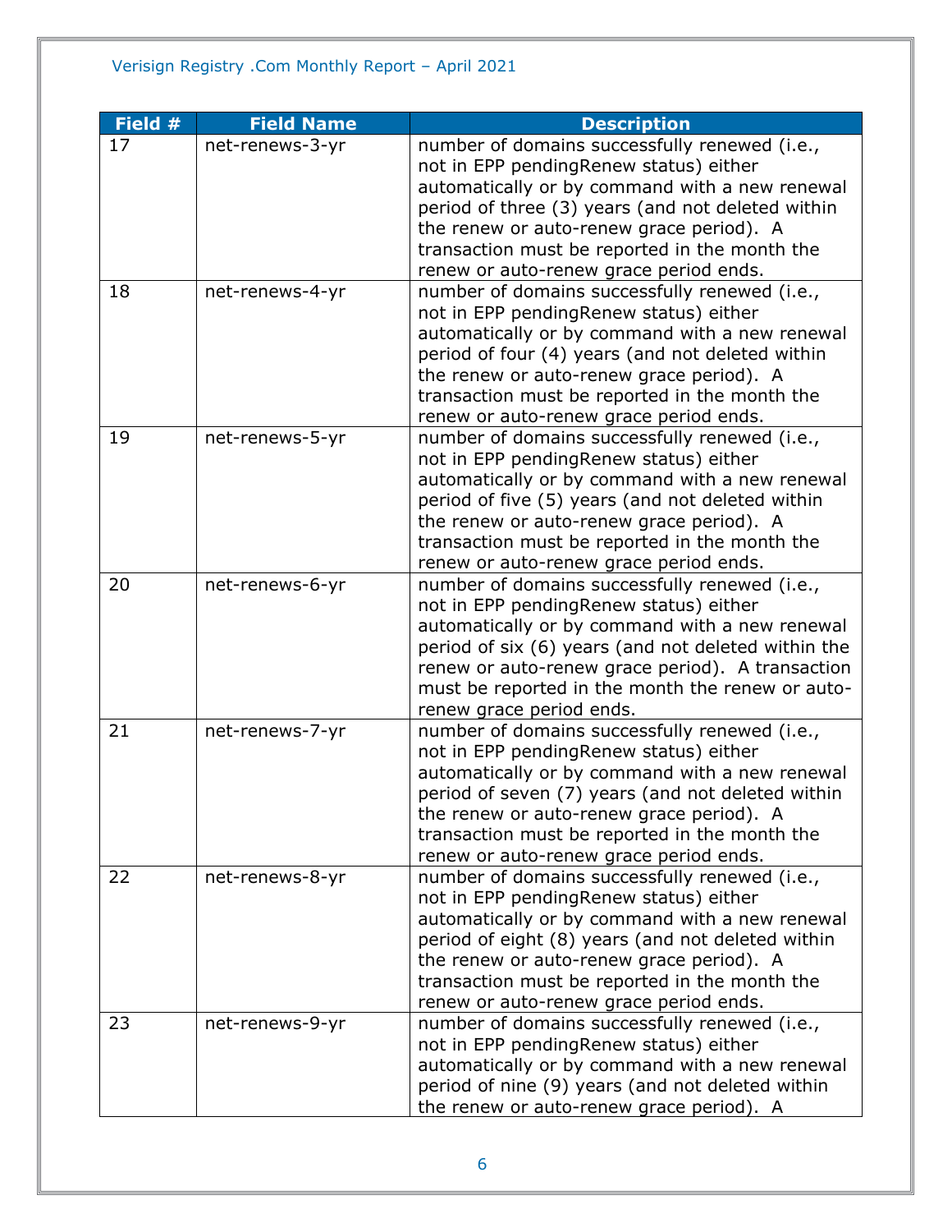| Field # | Field Name | Description |
|---|---|---|
| 17 | net-renews-3-yr | number of domains successfully renewed (i.e., not in EPP pendingRenew status) either automatically or by command with a new renewal period of three (3) years (and not deleted within the renew or auto-renew grace period). A transaction must be reported in the month the renew or auto-renew grace period ends. |
| 18 | net-renews-4-yr | number of domains successfully renewed (i.e., not in EPP pendingRenew status) either automatically or by command with a new renewal period of four (4) years (and not deleted within the renew or auto-renew grace period). A transaction must be reported in the month the renew or auto-renew grace period ends. |
| 19 | net-renews-5-yr | number of domains successfully renewed (i.e., not in EPP pendingRenew status) either automatically or by command with a new renewal period of five (5) years (and not deleted within the renew or auto-renew grace period). A transaction must be reported in the month the renew or auto-renew grace period ends. |
| 20 | net-renews-6-yr | number of domains successfully renewed (i.e., not in EPP pendingRenew status) either automatically or by command with a new renewal period of six (6) years (and not deleted within the renew or auto-renew grace period). A transaction must be reported in the month the renew or auto-renew grace period ends. |
| 21 | net-renews-7-yr | number of domains successfully renewed (i.e., not in EPP pendingRenew status) either automatically or by command with a new renewal period of seven (7) years (and not deleted within the renew or auto-renew grace period). A transaction must be reported in the month the renew or auto-renew grace period ends. |
| 22 | net-renews-8-yr | number of domains successfully renewed (i.e., not in EPP pendingRenew status) either automatically or by command with a new renewal period of eight (8) years (and not deleted within the renew or auto-renew grace period). A transaction must be reported in the month the renew or auto-renew grace period ends. |
| 23 | net-renews-9-yr | number of domains successfully renewed (i.e., not in EPP pendingRenew status) either automatically or by command with a new renewal period of nine (9) years (and not deleted within the renew or auto-renew grace period). A |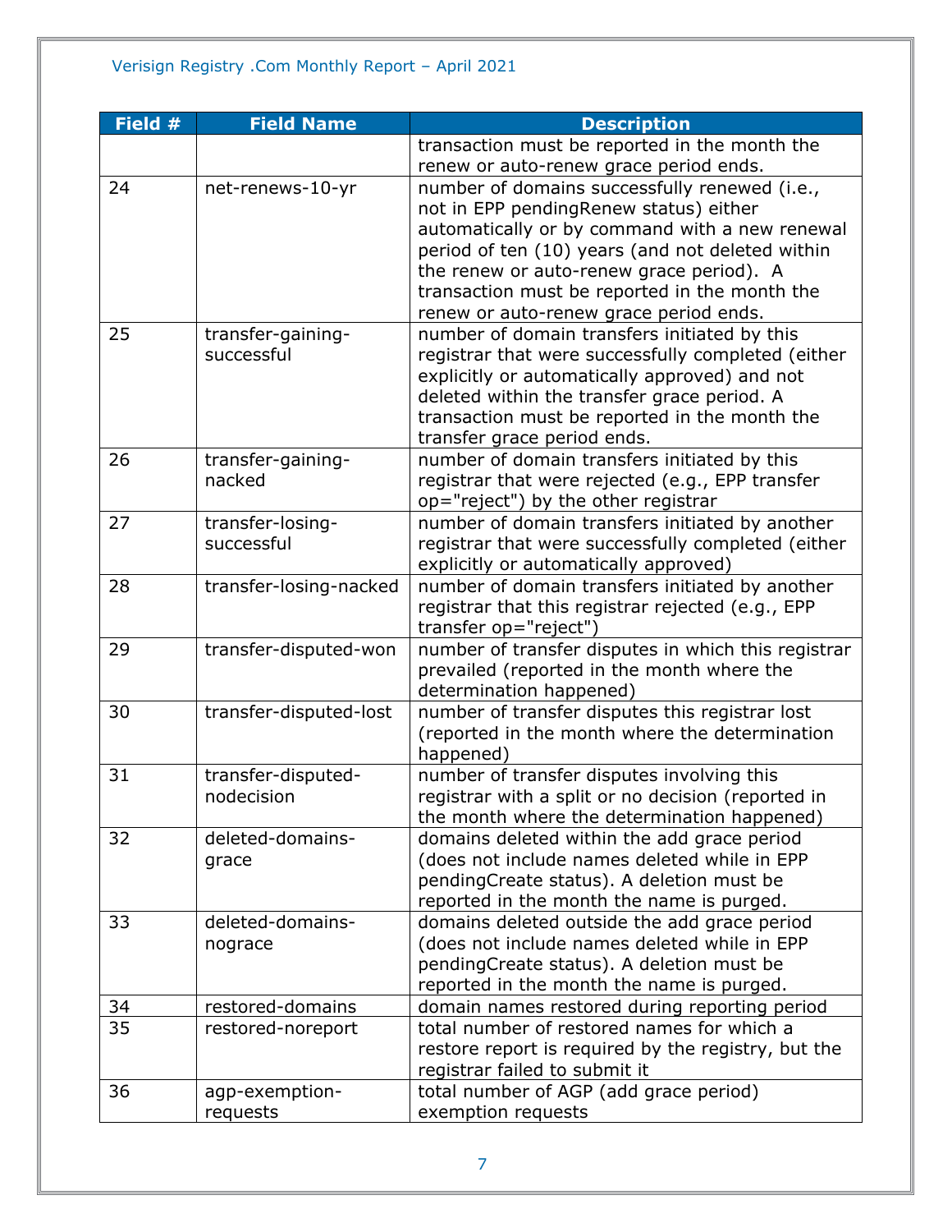| Field # | Field Name | Description |
|---|---|---|
| | | transaction must be reported in the month the renew or auto-renew grace period ends. |
| 24 | net-renews-10-yr | number of domains successfully renewed (i.e., not in EPP pendingRenew status) either automatically or by command with a new renewal period of ten (10) years (and not deleted within the renew or auto-renew grace period). A transaction must be reported in the month the renew or auto-renew grace period ends. |
| 25 | transfer-gaining-successful | number of domain transfers initiated by this registrar that were successfully completed (either explicitly or automatically approved) and not deleted within the transfer grace period. A transaction must be reported in the month the transfer grace period ends. |
| 26 | transfer-gaining-nacked | number of domain transfers initiated by this registrar that were rejected (e.g., EPP transfer op="reject") by the other registrar |
| 27 | transfer-losing-successful | number of domain transfers initiated by another registrar that were successfully completed (either explicitly or automatically approved) |
| 28 | transfer-losing-nacked | number of domain transfers initiated by another registrar that this registrar rejected (e.g., EPP transfer op="reject") |
| 29 | transfer-disputed-won | number of transfer disputes in which this registrar prevailed (reported in the month where the determination happened) |
| 30 | transfer-disputed-lost | number of transfer disputes this registrar lost (reported in the month where the determination happened) |
| 31 | transfer-disputed-nodecision | number of transfer disputes involving this registrar with a split or no decision (reported in the month where the determination happened) |
| 32 | deleted-domains-grace | domains deleted within the add grace period (does not include names deleted while in EPP pendingCreate status). A deletion must be reported in the month the name is purged. |
| 33 | deleted-domains-nograce | domains deleted outside the add grace period (does not include names deleted while in EPP pendingCreate status). A deletion must be reported in the month the name is purged. |
| 34 | restored-domains | domain names restored during reporting period |
| 35 | restored-noreport | total number of restored names for which a restore report is required by the registry, but the registrar failed to submit it |
| 36 | agp-exemption-requests | total number of AGP (add grace period) exemption requests |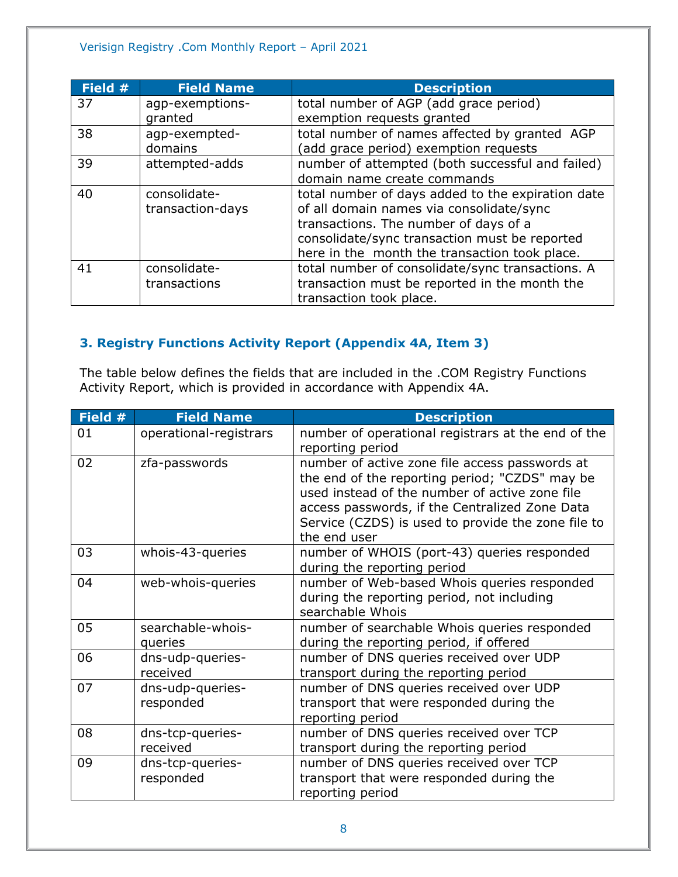| Field # | Field Name | Description |
| --- | --- | --- |
| 37 | agp-exemptions-granted | total number of AGP (add grace period) exemption requests granted |
| 38 | agp-exempted-domains | total number of names affected by granted AGP (add grace period) exemption requests |
| 39 | attempted-adds | number of attempted (both successful and failed) domain name create commands |
| 40 | consolidate-transaction-days | total number of days added to the expiration date of all domain names via consolidate/sync transactions. The number of days of a consolidate/sync transaction must be reported here in the month the transaction took place. |
| 41 | consolidate-transactions | total number of consolidate/sync transactions. A transaction must be reported in the month the transaction took place. |

### 3. Registry Functions Activity Report (Appendix 4A, Item 3)

The table below defines the fields that are included in the .COM Registry Functions Activity Report, which is provided in accordance with Appendix 4A.

| Field # | Field Name | Description |
| --- | --- | --- |
| 01 | operational-registrars | number of operational registrars at the end of the reporting period |
| 02 | zfa-passwords | number of active zone file access passwords at the end of the reporting period; "CZDS" may be used instead of the number of active zone file access passwords, if the Centralized Zone Data Service (CZDS) is used to provide the zone file to the end user |
| 03 | whois-43-queries | number of WHOIS (port-43) queries responded during the reporting period |
| 04 | web-whois-queries | number of Web-based Whois queries responded during the reporting period, not including searchable Whois |
| 05 | searchable-whois-queries | number of searchable Whois queries responded during the reporting period, if offered |
| 06 | dns-udp-queries-received | number of DNS queries received over UDP transport during the reporting period |
| 07 | dns-udp-queries-responded | number of DNS queries received over UDP transport that were responded during the reporting period |
| 08 | dns-tcp-queries-received | number of DNS queries received over TCP transport during the reporting period |
| 09 | dns-tcp-queries-responded | number of DNS queries received over TCP transport that were responded during the reporting period |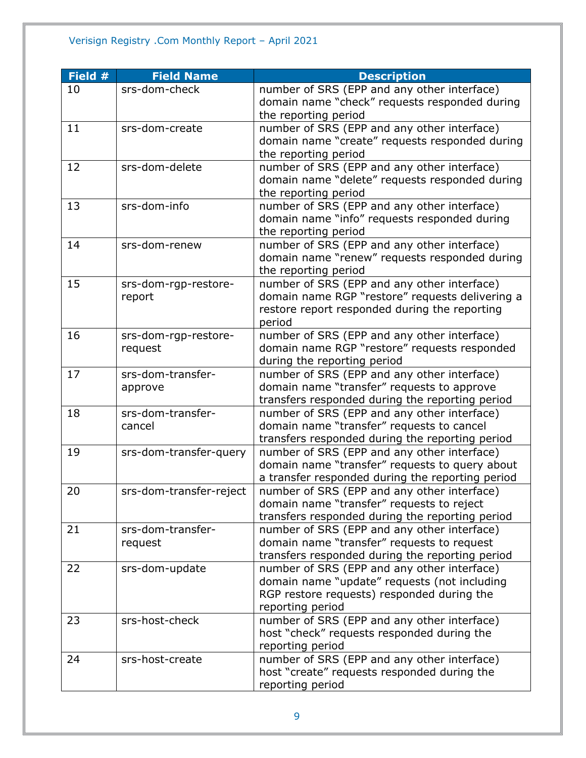| Field # | Field Name | Description |
|---|---|---|
| 10 | srs-dom-check | number of SRS (EPP and any other interface) domain name “check” requests responded during the reporting period |
| 11 | srs-dom-create | number of SRS (EPP and any other interface) domain name “create” requests responded during the reporting period |
| 12 | srs-dom-delete | number of SRS (EPP and any other interface) domain name “delete” requests responded during the reporting period |
| 13 | srs-dom-info | number of SRS (EPP and any other interface) domain name “info” requests responded during the reporting period |
| 14 | srs-dom-renew | number of SRS (EPP and any other interface) domain name “renew” requests responded during the reporting period |
| 15 | srs-dom-rgp-restore-report | number of SRS (EPP and any other interface) domain name RGP “restore” requests delivering a restore report responded during the reporting period |
| 16 | srs-dom-rgp-restore-request | number of SRS (EPP and any other interface) domain name RGP “restore” requests responded during the reporting period |
| 17 | srs-dom-transfer-approve | number of SRS (EPP and any other interface) domain name “transfer” requests to approve transfers responded during the reporting period |
| 18 | srs-dom-transfer-cancel | number of SRS (EPP and any other interface) domain name “transfer” requests to cancel transfers responded during the reporting period |
| 19 | srs-dom-transfer-query | number of SRS (EPP and any other interface) domain name “transfer” requests to query about a transfer responded during the reporting period |
| 20 | srs-dom-transfer-reject | number of SRS (EPP and any other interface) domain name “transfer” requests to reject transfers responded during the reporting period |
| 21 | srs-dom-transfer-request | number of SRS (EPP and any other interface) domain name “transfer” requests to request transfers responded during the reporting period |
| 22 | srs-dom-update | number of SRS (EPP and any other interface) domain name “update” requests (not including RGP restore requests) responded during the reporting period |
| 23 | srs-host-check | number of SRS (EPP and any other interface) host “check” requests responded during the reporting period |
| 24 | srs-host-create | number of SRS (EPP and any other interface) host “create” requests responded during the reporting period |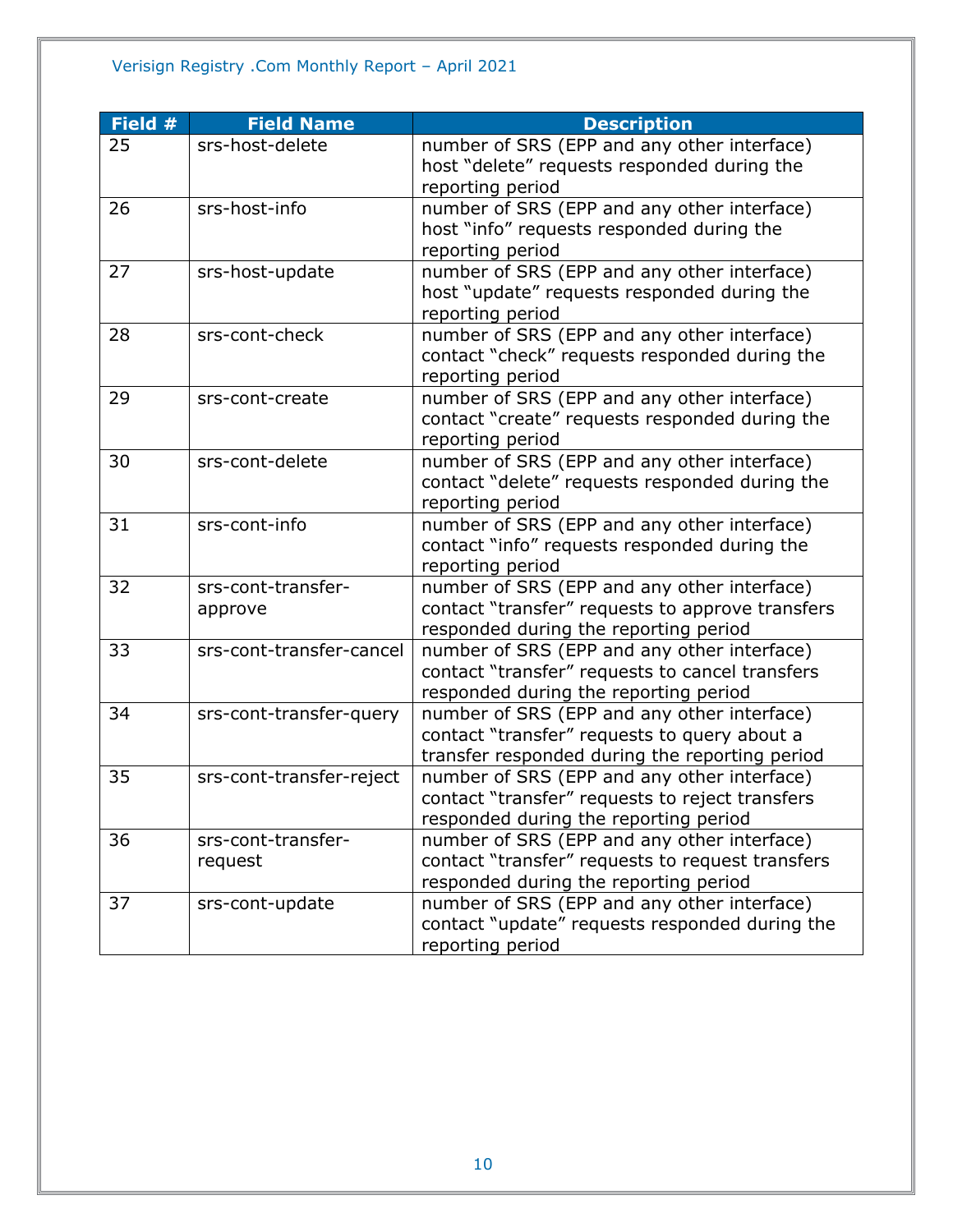| Field # | Field Name | Description |
|---|---|---|
| 25 | srs-host-delete | number of SRS (EPP and any other interface) host "delete" requests responded during the reporting period |
| 26 | srs-host-info | number of SRS (EPP and any other interface) host "info" requests responded during the reporting period |
| 27 | srs-host-update | number of SRS (EPP and any other interface) host "update" requests responded during the reporting period |
| 28 | srs-cont-check | number of SRS (EPP and any other interface) contact "check" requests responded during the reporting period |
| 29 | srs-cont-create | number of SRS (EPP and any other interface) contact "create" requests responded during the reporting period |
| 30 | srs-cont-delete | number of SRS (EPP and any other interface) contact "delete" requests responded during the reporting period |
| 31 | srs-cont-info | number of SRS (EPP and any other interface) contact "info" requests responded during the reporting period |
| 32 | srs-cont-transfer-approve | number of SRS (EPP and any other interface) contact "transfer" requests to approve transfers responded during the reporting period |
| 33 | srs-cont-transfer-cancel | number of SRS (EPP and any other interface) contact "transfer" requests to cancel transfers responded during the reporting period |
| 34 | srs-cont-transfer-query | number of SRS (EPP and any other interface) contact "transfer" requests to query about a transfer responded during the reporting period |
| 35 | srs-cont-transfer-reject | number of SRS (EPP and any other interface) contact "transfer" requests to reject transfers responded during the reporting period |
| 36 | srs-cont-transfer-request | number of SRS (EPP and any other interface) contact "transfer" requests to request transfers responded during the reporting period |
| 37 | srs-cont-update | number of SRS (EPP and any other interface) contact "update" requests responded during the reporting period |